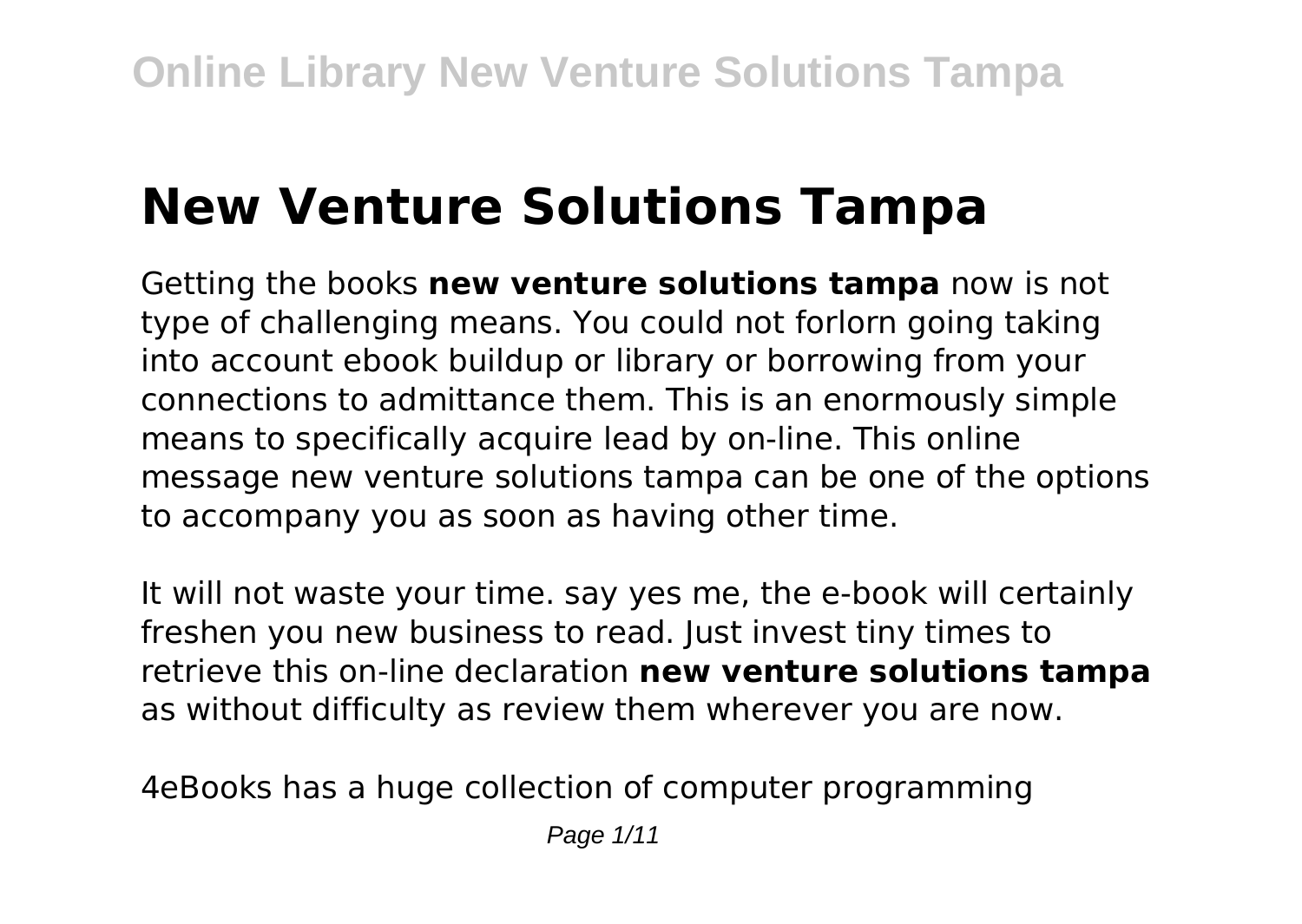# New Venture Solutions Tampa

Getting the books **new venture solutions tampa** now is not type of challenging means. You could not forlorn going taking into account ebook buildup or library or borrowing from your connections to admittance them. This is an enormously simple means to specifically acquire lead by on-line. This online message new venture solutions tampa can be one of the options to accompany you as soon as having other time.

It will not waste your time. say yes me, the e-book will certainly freshen you new business to read. Just invest tiny times to retrieve this on-line declaration **new venture solutions tampa** as without difficulty as review them wherever you are now.

4eBooks has a huge collection of computer programming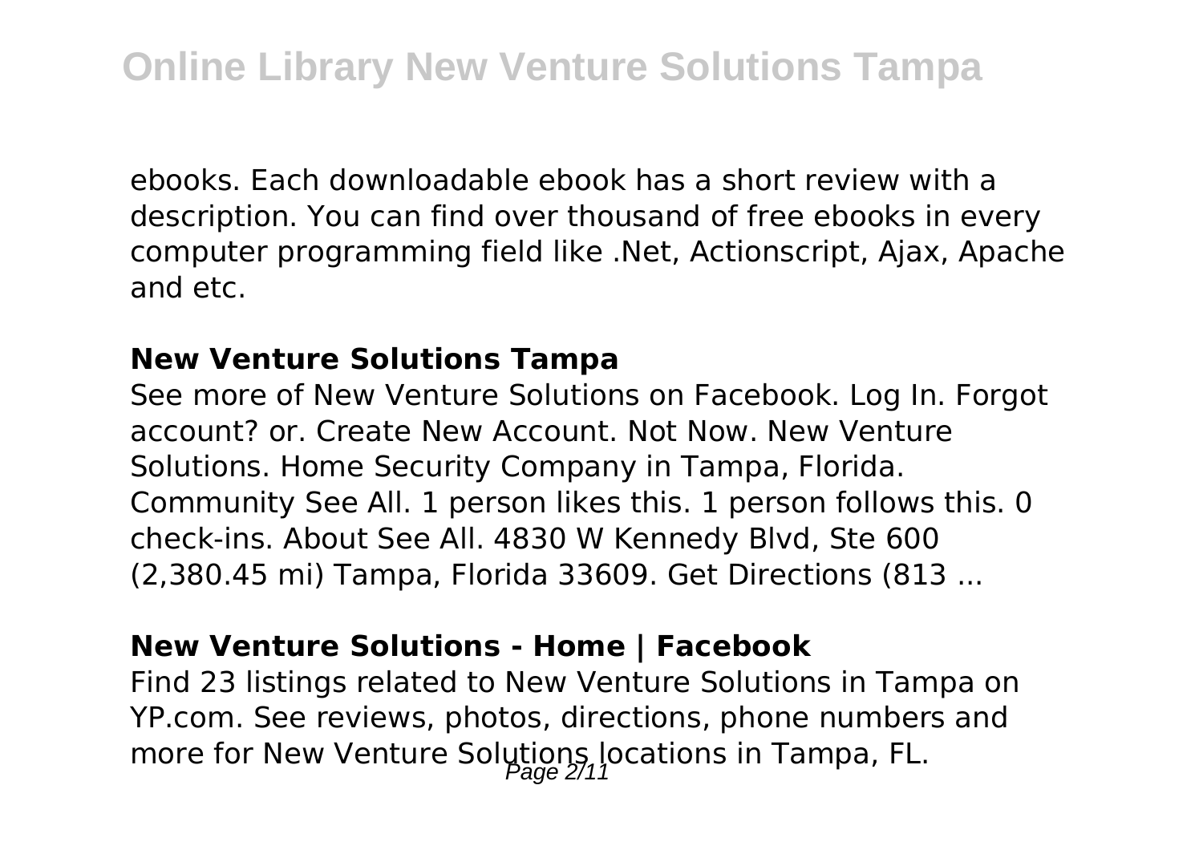ebooks. Each downloadable ebook has a short review with a description. You can find over thousand of free ebooks in every computer programming field like .Net, Actionscript, Ajax, Apache and etc.

### New Venture Solutions Tampa

See more of New Venture Solutions on Facebook. Log In. Forgot account? or. Create New Account. Not Now. New Venture Solutions. Home Security Company in Tampa, Florida. Community See All. 1 person likes this. 1 person follows this. 0 check-ins. About See All. 4830 W Kennedy Blvd, Ste 600 (2,380.45 mi) Tampa, Florida 33609. Get Directions (813 ...

### New Venture Solutions - Home | Facebook

Find 23 listings related to New Venture Solutions in Tampa on YP.com. See reviews, photos, directions, phone numbers and more for New Venture Solutions locations in Tampa, FL.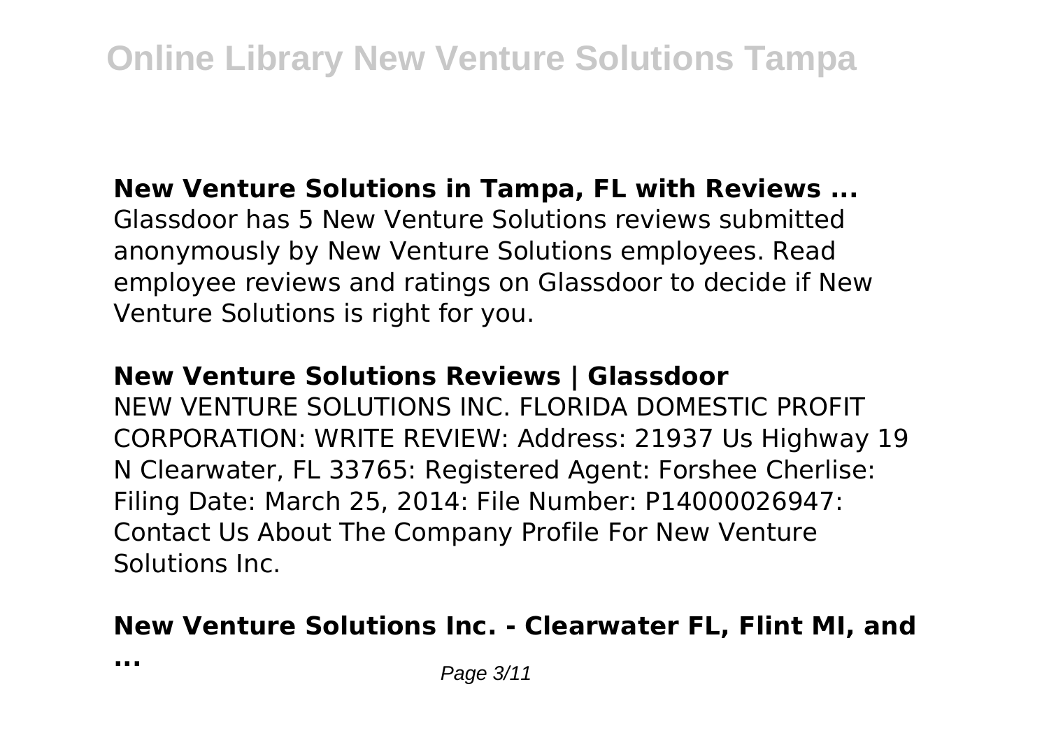**New Venture Solutions in Tampa, FL with Reviews ...**

Glassdoor has 5 New Venture Solutions reviews submitted anonymously by New Venture Solutions employees. Read employee reviews and ratings on Glassdoor to decide if New Venture Solutions is right for you.

**New Venture Solutions Reviews | Glassdoor**

NEW VENTURE SOLUTIONS INC. FLORIDA DOMESTIC PROFIT CORPORATION: WRITE REVIEW: Address: 21937 Us Highway 19 N Clearwater, FL 33765: Registered Agent: Forshee Cherlise: Filing Date: March 25, 2014: File Number: P14000026947: Contact Us About The Company Profile For New Venture Solutions Inc.

**New Venture Solutions Inc. - Clearwater FL, Flint MI, and ...**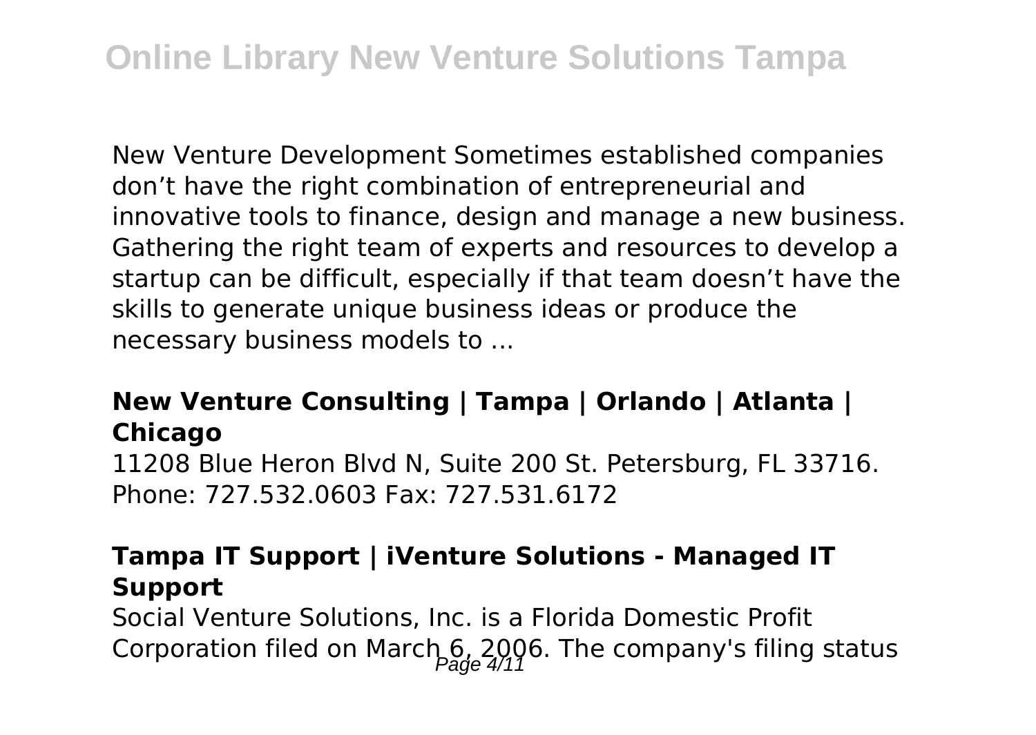New Venture Development Sometimes established companies don't have the right combination of entrepreneurial and innovative tools to finance, design and manage a new business. Gathering the right team of experts and resources to develop a startup can be difficult, especially if that team doesn't have the skills to generate unique business ideas or produce the necessary business models to ...

### New Venture Consulting | Tampa | Orlando | Atlanta | Chicago

11208 Blue Heron Blvd N, Suite 200 St. Petersburg, FL 33716. Phone: 727.532.0603 Fax: 727.531.6172

### Tampa IT Support | iVenture Solutions - Managed IT Support

Social Venture Solutions, Inc. is a Florida Domestic Profit Corporation filed on March 6, 2006. The company's filing status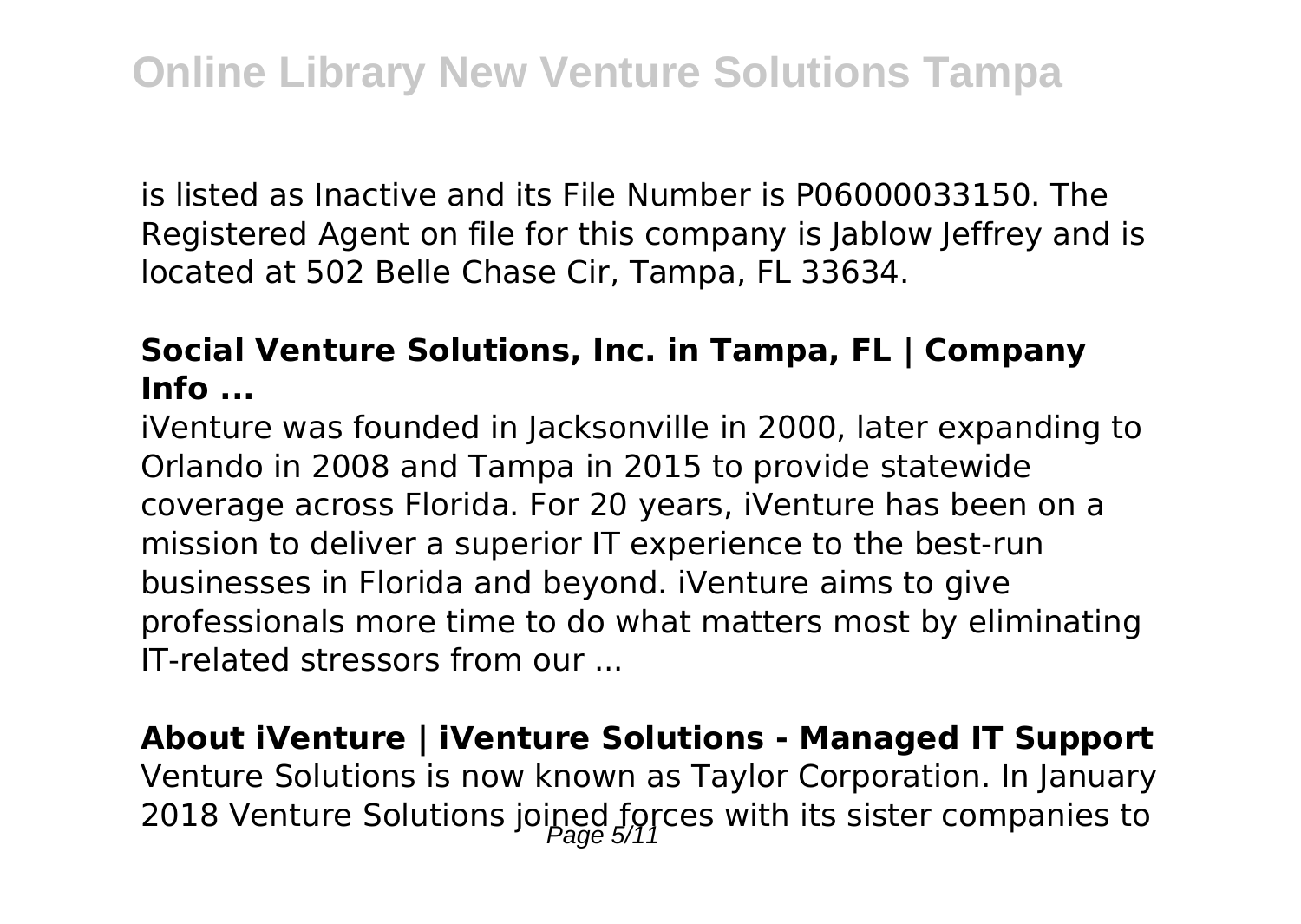is listed as Inactive and its File Number is P06000033150. The Registered Agent on file for this company is Jablow Jeffrey and is located at 502 Belle Chase Cir, Tampa, FL 33634.

**Social Venture Solutions, Inc. in Tampa, FL | Company Info ...**

iVenture was founded in Jacksonville in 2000, later expanding to Orlando in 2008 and Tampa in 2015 to provide statewide coverage across Florida. For 20 years, iVenture has been on a mission to deliver a superior IT experience to the best-run businesses in Florida and beyond. iVenture aims to give professionals more time to do what matters most by eliminating IT-related stressors from our ...

**About iVenture | iVenture Solutions - Managed IT Support**

Venture Solutions is now known as Taylor Corporation. In January 2018 Venture Solutions joined forces with its sister companies to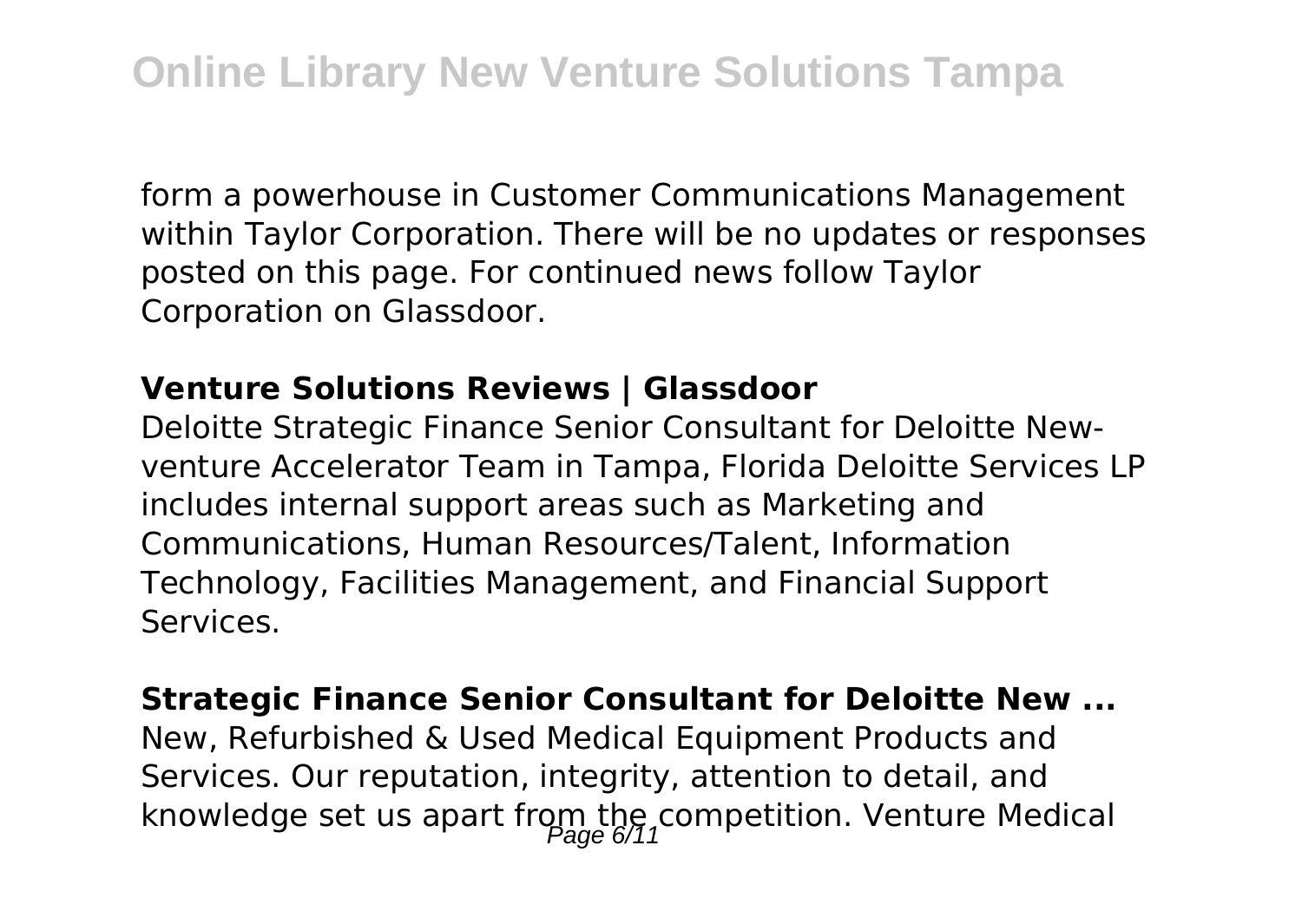form a powerhouse in Customer Communications Management within Taylor Corporation. There will be no updates or responses posted on this page. For continued news follow Taylor Corporation on Glassdoor.

### Venture Solutions Reviews | Glassdoor

Deloitte Strategic Finance Senior Consultant for Deloitte New-venture Accelerator Team in Tampa, Florida Deloitte Services LP includes internal support areas such as Marketing and Communications, Human Resources/Talent, Information Technology, Facilities Management, and Financial Support Services.

### Strategic Finance Senior Consultant for Deloitte New ...

New, Refurbished & Used Medical Equipment Products and Services. Our reputation, integrity, attention to detail, and knowledge set us apart from the competition. Venture Medical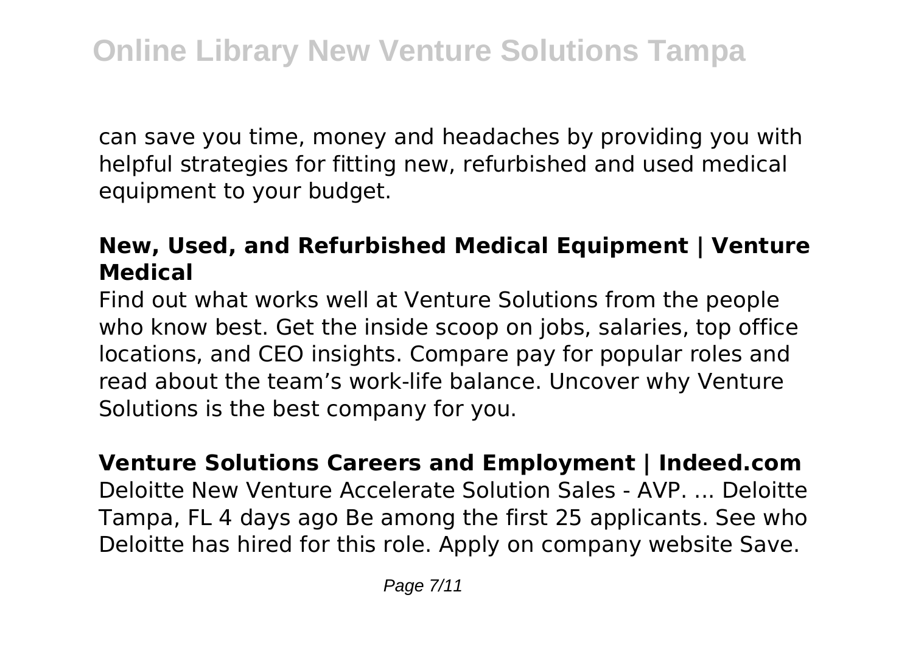can save you time, money and headaches by providing you with helpful strategies for fitting new, refurbished and used medical equipment to your budget.

**New, Used, and Refurbished Medical Equipment | Venture Medical**

Find out what works well at Venture Solutions from the people who know best. Get the inside scoop on jobs, salaries, top office locations, and CEO insights. Compare pay for popular roles and read about the team's work-life balance. Uncover why Venture Solutions is the best company for you.

**Venture Solutions Careers and Employment | Indeed.com**

Deloitte New Venture Accelerate Solution Sales - AVP. ... Deloitte Tampa, FL 4 days ago Be among the first 25 applicants. See who Deloitte has hired for this role. Apply on company website Save.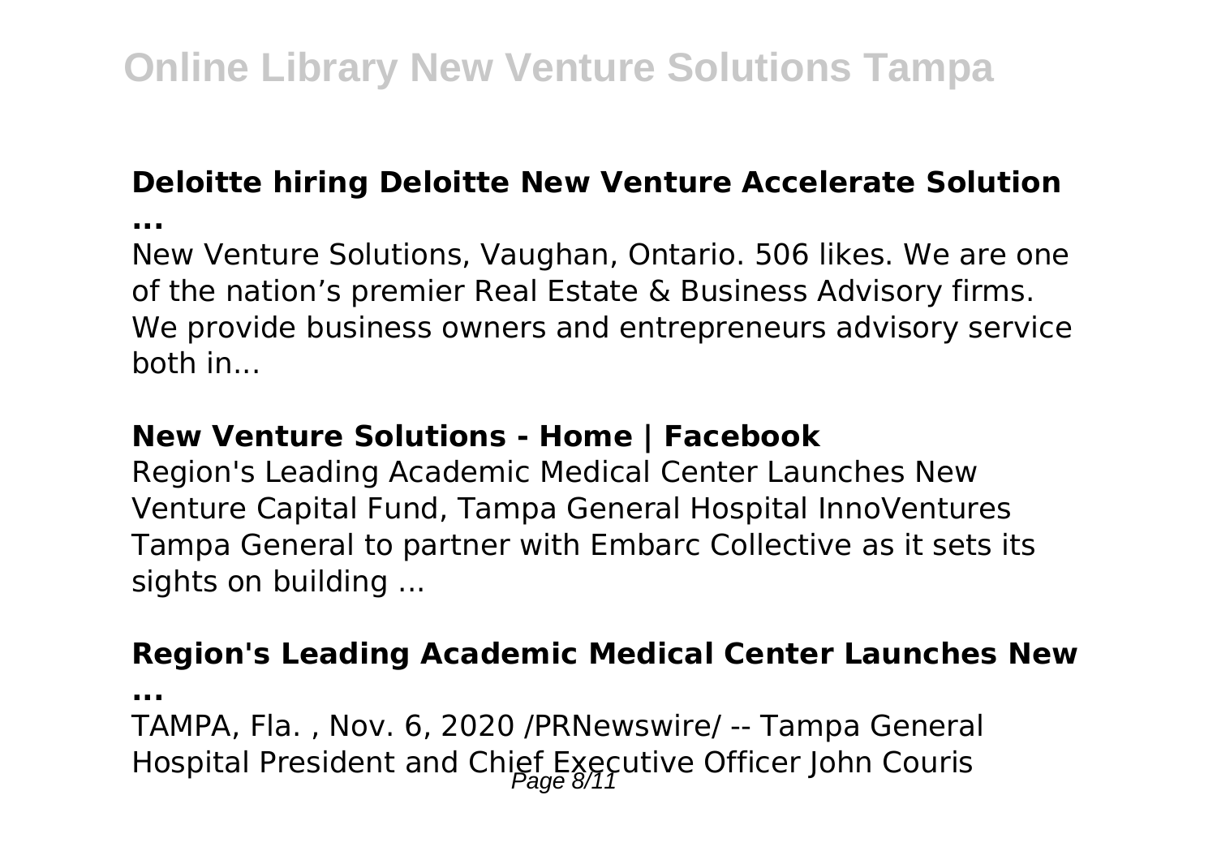### Deloitte hiring Deloitte New Venture Accelerate Solution ...

New Venture Solutions, Vaughan, Ontario. 506 likes. We are one of the nation's premier Real Estate & Business Advisory firms. We provide business owners and entrepreneurs advisory service both in...

### New Venture Solutions - Home | Facebook

Region's Leading Academic Medical Center Launches New Venture Capital Fund, Tampa General Hospital InnoVentures Tampa General to partner with Embarc Collective as it sets its sights on building ...

### Region's Leading Academic Medical Center Launches New ...

TAMPA, Fla. , Nov. 6, 2020 /PRNewswire/ -- Tampa General Hospital President and Chief Executive Officer John Couris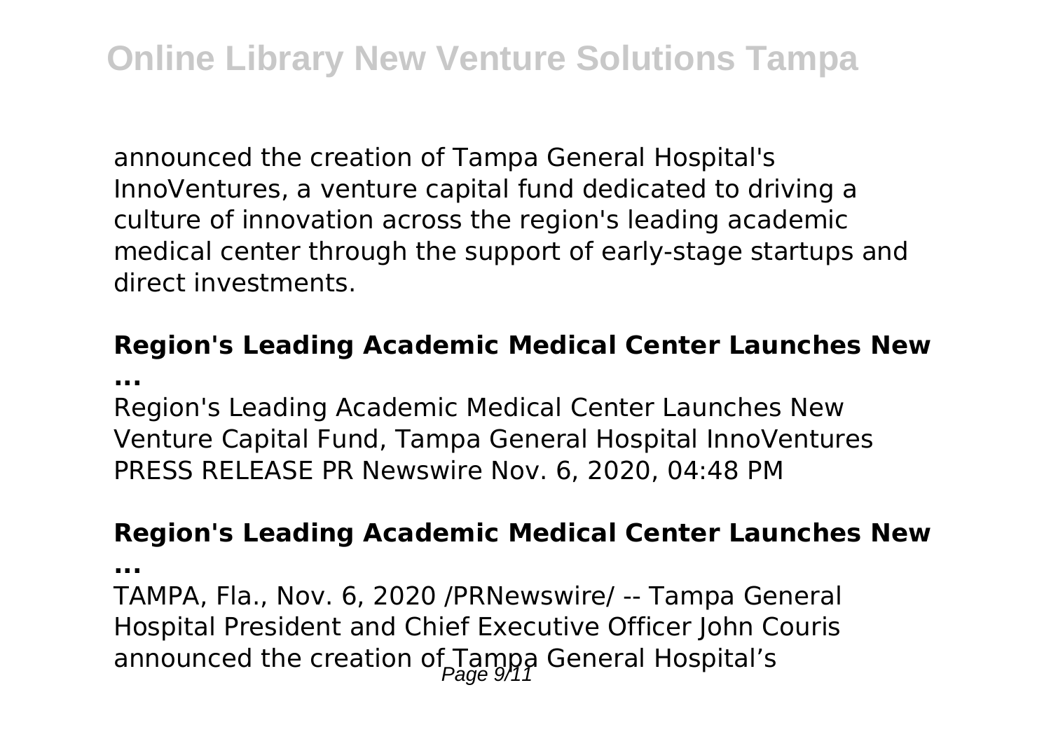announced the creation of Tampa General Hospital's InnoVentures, a venture capital fund dedicated to driving a culture of innovation across the region's leading academic medical center through the support of early-stage startups and direct investments.

**Region's Leading Academic Medical Center Launches New ...**

Region's Leading Academic Medical Center Launches New Venture Capital Fund, Tampa General Hospital InnoVentures PRESS RELEASE PR Newswire Nov. 6, 2020, 04:48 PM

**Region's Leading Academic Medical Center Launches New ...**

TAMPA, Fla., Nov. 6, 2020 /PRNewswire/ -- Tampa General Hospital President and Chief Executive Officer John Couris announced the creation of Tampa General Hospital's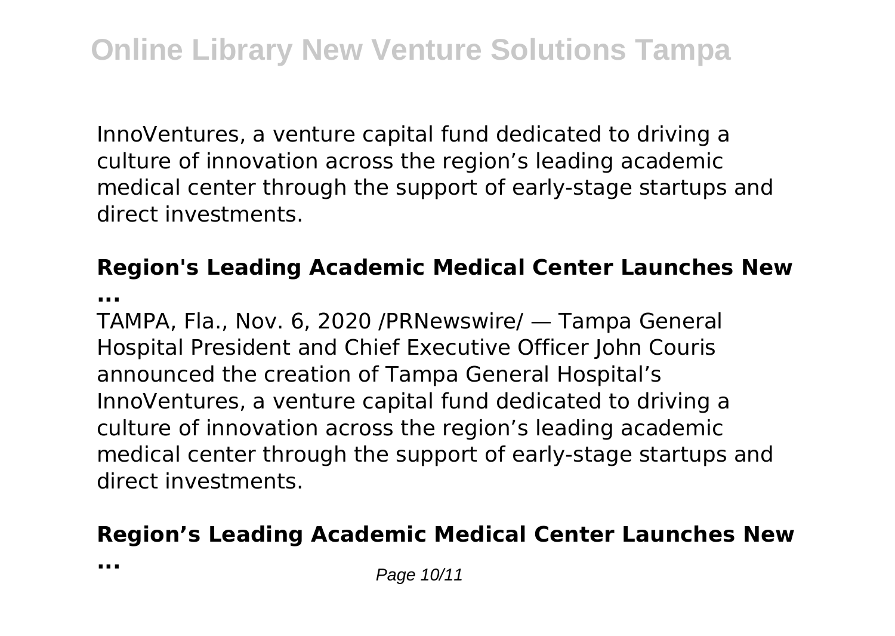InnoVentures, a venture capital fund dedicated to driving a culture of innovation across the region's leading academic medical center through the support of early-stage startups and direct investments.

### Region's Leading Academic Medical Center Launches New ...

TAMPA, Fla., Nov. 6, 2020 /PRNewswire/ — Tampa General Hospital President and Chief Executive Officer John Couris announced the creation of Tampa General Hospital's InnoVentures, a venture capital fund dedicated to driving a culture of innovation across the region's leading academic medical center through the support of early-stage startups and direct investments.

### Region's Leading Academic Medical Center Launches New ...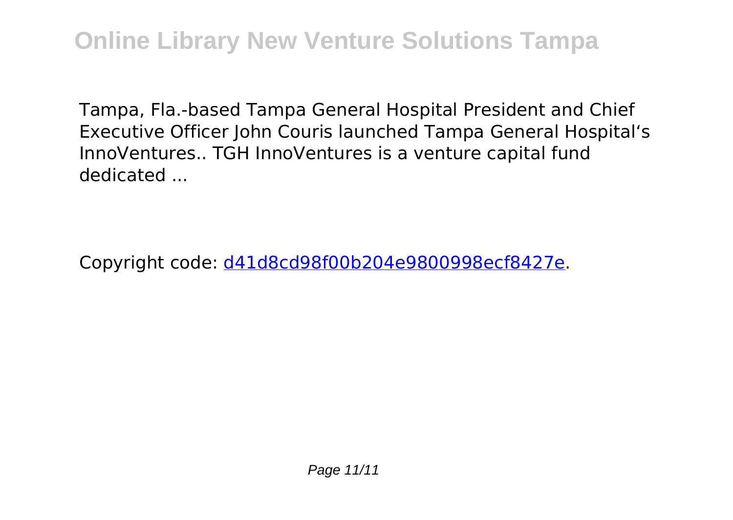Tampa, Fla.-based Tampa General Hospital President and Chief Executive Officer John Couris launched Tampa General Hospital's InnoVentures.. TGH InnoVentures is a venture capital fund dedicated ...

Copyright code: [d41d8cd98f00b204e9800998ecf8427e](d41d8cd98f00b204e9800998ecf8427e).